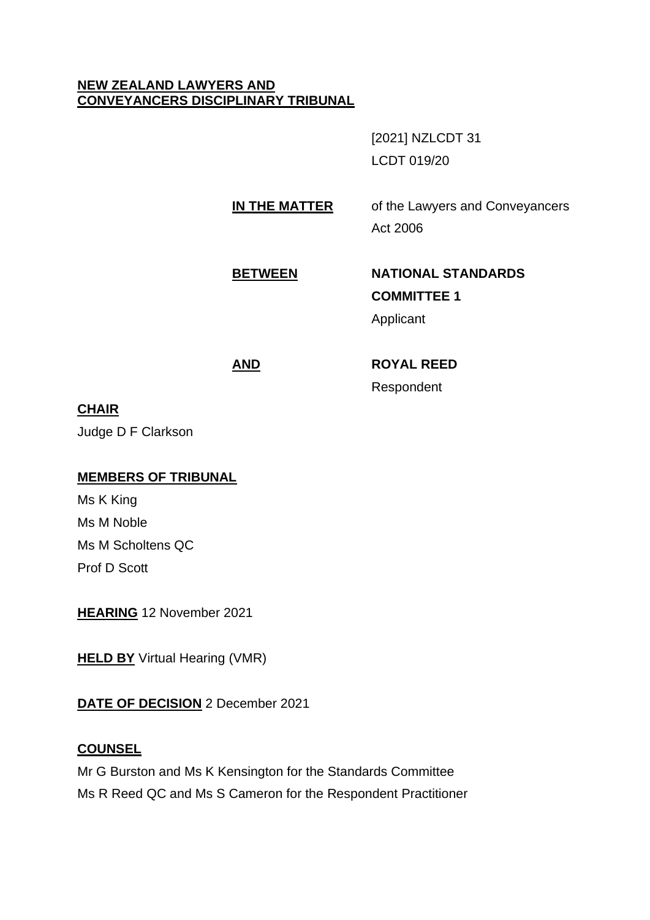**NEW ZEALAND LAWYERS AND CONVEYANCERS DISCIPLINARY TRIBUNAL**

[2021] NZLCDT 31
LCDT 019/20

**IN THE MATTER** of the Lawyers and Conveyancers Act 2006

**BETWEEN** **NATIONAL STANDARDS COMMITTEE 1**
Applicant

**AND** **ROYAL REED**
Respondent

**CHAIR**

Judge D F Clarkson

**MEMBERS OF TRIBUNAL**

Ms K King
Ms M Noble
Ms M Scholtens QC
Prof D Scott

**HEARING** 12 November 2021

**HELD BY** Virtual Hearing (VMR)

**DATE OF DECISION** 2 December 2021

**COUNSEL**

Mr G Burston and Ms K Kensington for the Standards Committee
Ms R Reed QC and Ms S Cameron for the Respondent Practitioner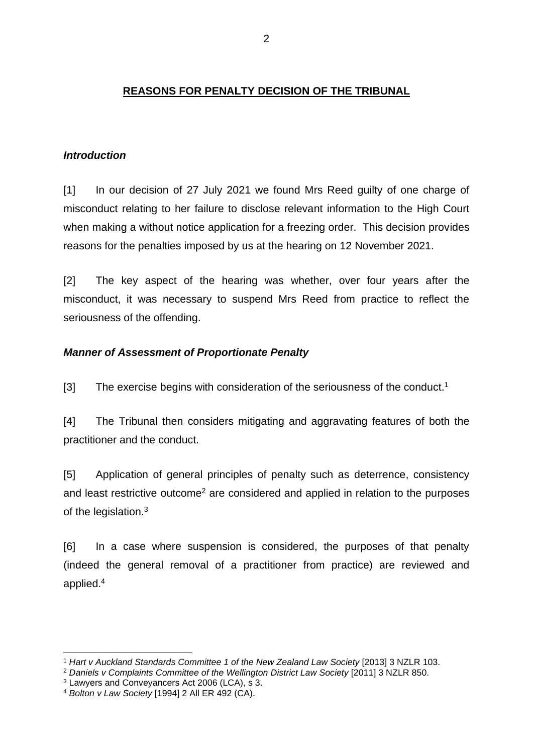## REASONS FOR PENALTY DECISION OF THE TRIBUNAL

### *Introduction*

[1] In our decision of 27 July 2021 we found Mrs Reed guilty of one charge of misconduct relating to her failure to disclose relevant information to the High Court when making a without notice application for a freezing order. This decision provides reasons for the penalties imposed by us at the hearing on 12 November 2021.

[2] The key aspect of the hearing was whether, over four years after the misconduct, it was necessary to suspend Mrs Reed from practice to reflect the seriousness of the offending.

### *Manner of Assessment of Proportionate Penalty*

[3] The exercise begins with consideration of the seriousness of the conduct.[1]

[4] The Tribunal then considers mitigating and aggravating features of both the practitioner and the conduct.

[5] Application of general principles of penalty such as deterrence, consistency and least restrictive outcome[2] are considered and applied in relation to the purposes of the legislation.[3]

[6] In a case where suspension is considered, the purposes of that penalty (indeed the general removal of a practitioner from practice) are reviewed and applied.[4]

---

[1] *Hart v Auckland Standards Committee 1 of the New Zealand Law Society* [2013] 3 NZLR 103.

[2] *Daniels v Complaints Committee of the Wellington District Law Society* [2011] 3 NZLR 850.

[3] Lawyers and Conveyancers Act 2006 (LCA), s 3.

[4] *Bolton v Law Society* [1994] 2 All ER 492 (CA).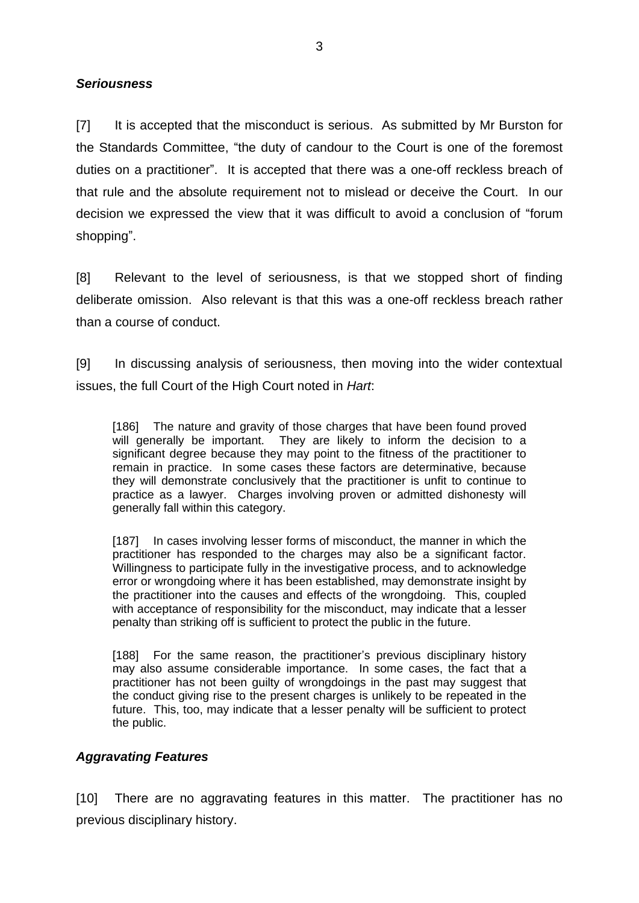***Seriousness***

[7] It is accepted that the misconduct is serious. As submitted by Mr Burston for the Standards Committee, "the duty of candour to the Court is one of the foremost duties on a practitioner". It is accepted that there was a one-off reckless breach of that rule and the absolute requirement not to mislead or deceive the Court. In our decision we expressed the view that it was difficult to avoid a conclusion of "forum shopping".

[8] Relevant to the level of seriousness, is that we stopped short of finding deliberate omission. Also relevant is that this was a one-off reckless breach rather than a course of conduct.

[9] In discussing analysis of seriousness, then moving into the wider contextual issues, the full Court of the High Court noted in *Hart*:

> [186] The nature and gravity of those charges that have been found proved will generally be important. They are likely to inform the decision to a significant degree because they may point to the fitness of the practitioner to remain in practice. In some cases these factors are determinative, because they will demonstrate conclusively that the practitioner is unfit to continue to practice as a lawyer. Charges involving proven or admitted dishonesty will generally fall within this category.
>
> [187] In cases involving lesser forms of misconduct, the manner in which the practitioner has responded to the charges may also be a significant factor. Willingness to participate fully in the investigative process, and to acknowledge error or wrongdoing where it has been established, may demonstrate insight by the practitioner into the causes and effects of the wrongdoing. This, coupled with acceptance of responsibility for the misconduct, may indicate that a lesser penalty than striking off is sufficient to protect the public in the future.
>
> [188] For the same reason, the practitioner's previous disciplinary history may also assume considerable importance. In some cases, the fact that a practitioner has not been guilty of wrongdoings in the past may suggest that the conduct giving rise to the present charges is unlikely to be repeated in the future. This, too, may indicate that a lesser penalty will be sufficient to protect the public.

***Aggravating Features***

[10] There are no aggravating features in this matter. The practitioner has no previous disciplinary history.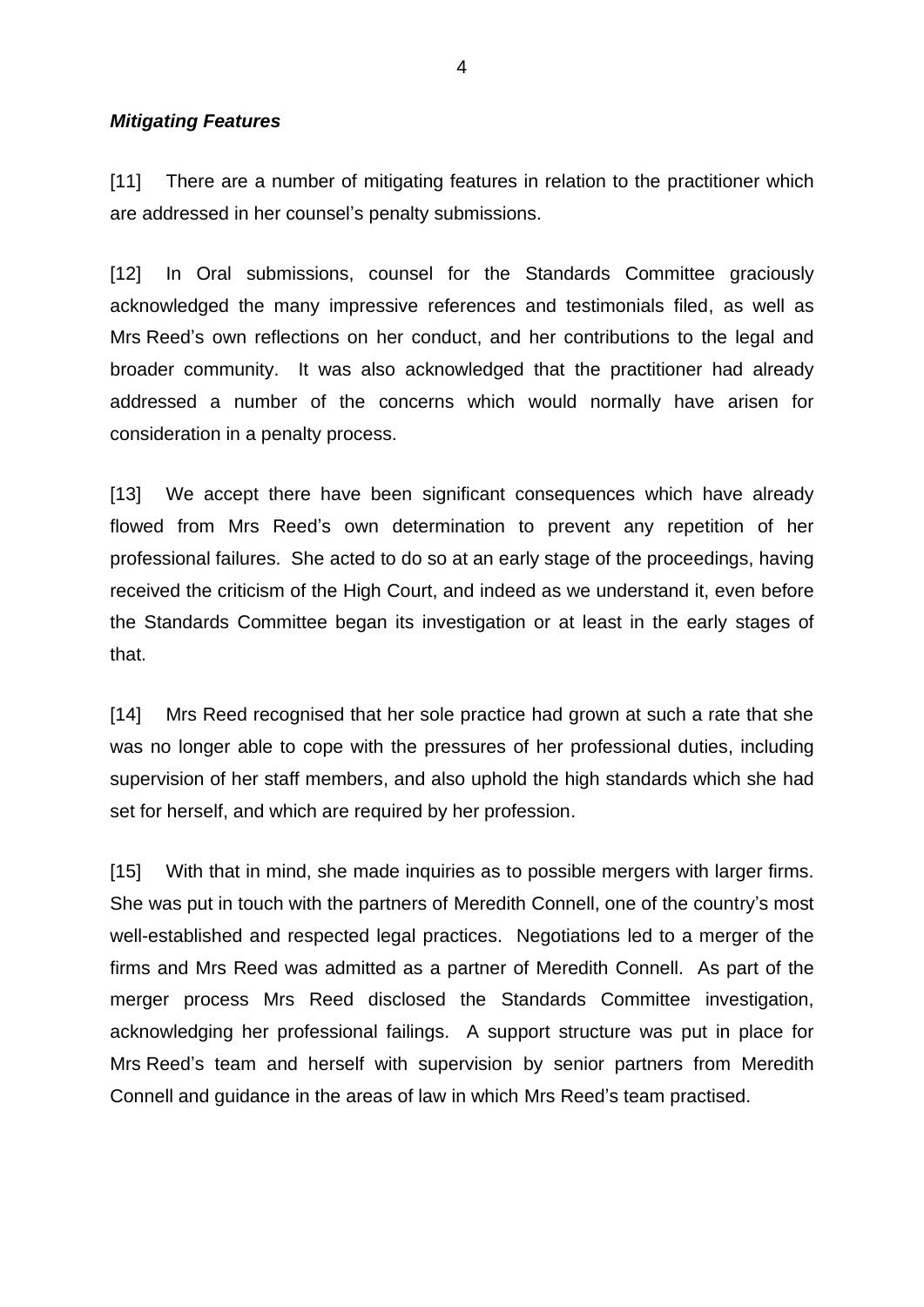***Mitigating Features***

[11] There are a number of mitigating features in relation to the practitioner which are addressed in her counsel's penalty submissions.

[12] In Oral submissions, counsel for the Standards Committee graciously acknowledged the many impressive references and testimonials filed, as well as Mrs Reed's own reflections on her conduct, and her contributions to the legal and broader community. It was also acknowledged that the practitioner had already addressed a number of the concerns which would normally have arisen for consideration in a penalty process.

[13] We accept there have been significant consequences which have already flowed from Mrs Reed's own determination to prevent any repetition of her professional failures. She acted to do so at an early stage of the proceedings, having received the criticism of the High Court, and indeed as we understand it, even before the Standards Committee began its investigation or at least in the early stages of that.

[14] Mrs Reed recognised that her sole practice had grown at such a rate that she was no longer able to cope with the pressures of her professional duties, including supervision of her staff members, and also uphold the high standards which she had set for herself, and which are required by her profession.

[15] With that in mind, she made inquiries as to possible mergers with larger firms. She was put in touch with the partners of Meredith Connell, one of the country's most well-established and respected legal practices. Negotiations led to a merger of the firms and Mrs Reed was admitted as a partner of Meredith Connell. As part of the merger process Mrs Reed disclosed the Standards Committee investigation, acknowledging her professional failings. A support structure was put in place for Mrs Reed's team and herself with supervision by senior partners from Meredith Connell and guidance in the areas of law in which Mrs Reed's team practised.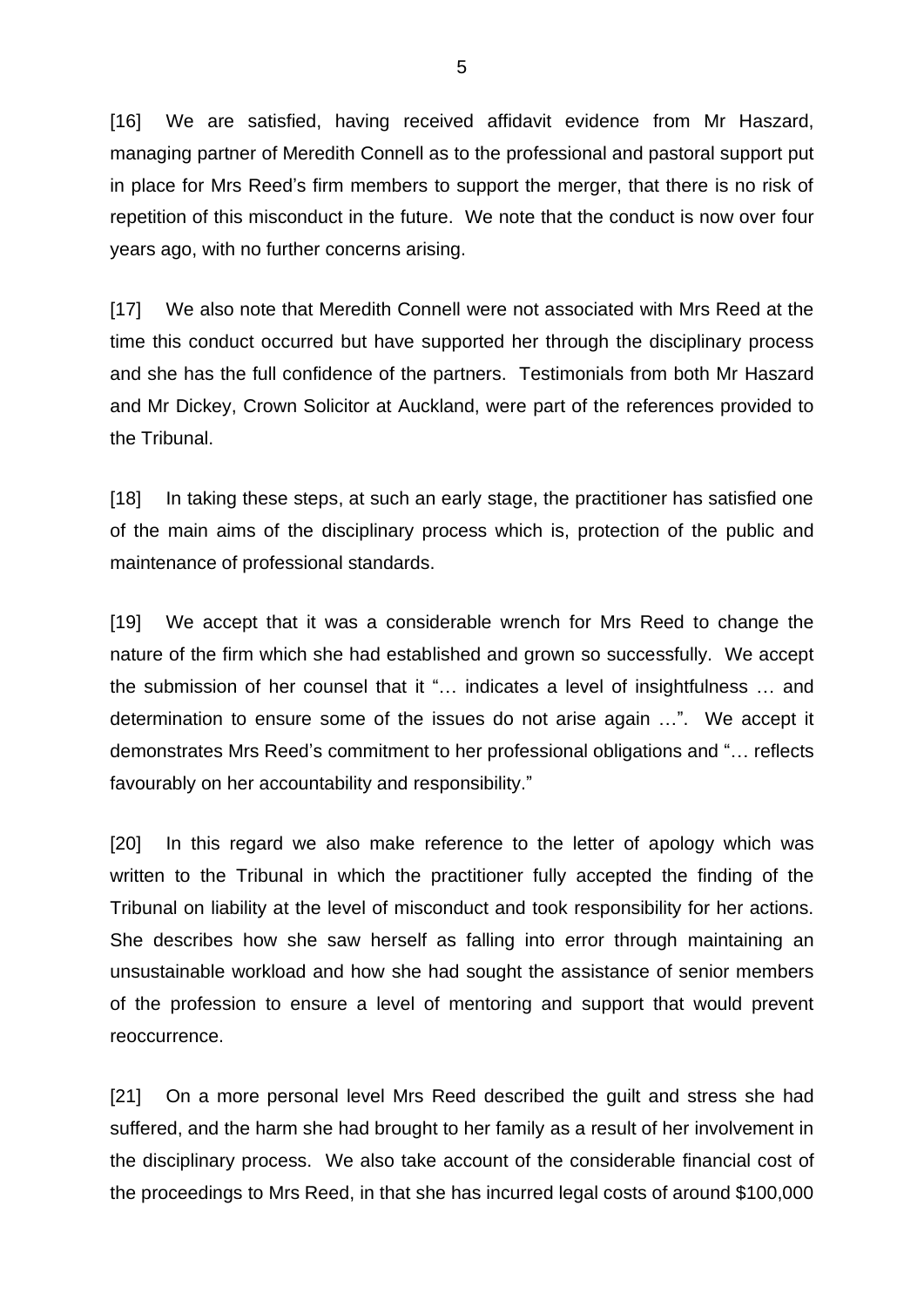[16] We are satisfied, having received affidavit evidence from Mr Haszard, managing partner of Meredith Connell as to the professional and pastoral support put in place for Mrs Reed's firm members to support the merger, that there is no risk of repetition of this misconduct in the future. We note that the conduct is now over four years ago, with no further concerns arising.

[17] We also note that Meredith Connell were not associated with Mrs Reed at the time this conduct occurred but have supported her through the disciplinary process and she has the full confidence of the partners. Testimonials from both Mr Haszard and Mr Dickey, Crown Solicitor at Auckland, were part of the references provided to the Tribunal.

[18] In taking these steps, at such an early stage, the practitioner has satisfied one of the main aims of the disciplinary process which is, protection of the public and maintenance of professional standards.

[19] We accept that it was a considerable wrench for Mrs Reed to change the nature of the firm which she had established and grown so successfully. We accept the submission of her counsel that it "… indicates a level of insightfulness … and determination to ensure some of the issues do not arise again …". We accept it demonstrates Mrs Reed's commitment to her professional obligations and "… reflects favourably on her accountability and responsibility."

[20] In this regard we also make reference to the letter of apology which was written to the Tribunal in which the practitioner fully accepted the finding of the Tribunal on liability at the level of misconduct and took responsibility for her actions. She describes how she saw herself as falling into error through maintaining an unsustainable workload and how she had sought the assistance of senior members of the profession to ensure a level of mentoring and support that would prevent reoccurrence.

[21] On a more personal level Mrs Reed described the guilt and stress she had suffered, and the harm she had brought to her family as a result of her involvement in the disciplinary process. We also take account of the considerable financial cost of the proceedings to Mrs Reed, in that she has incurred legal costs of around $100,000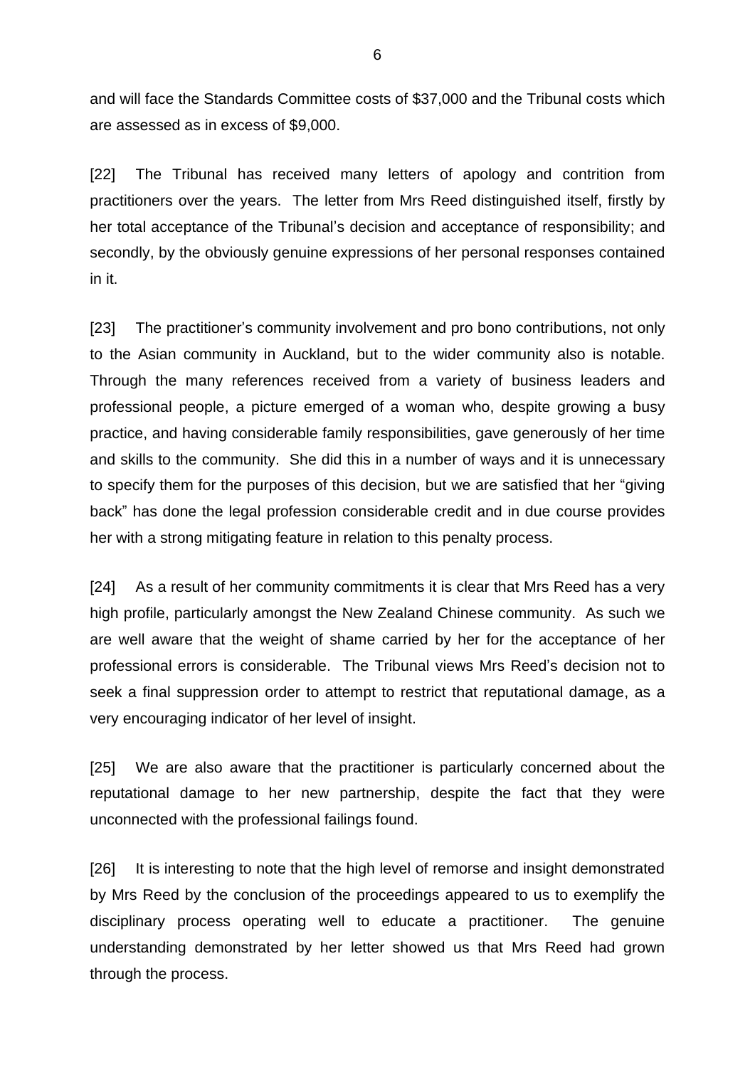and will face the Standards Committee costs of $37,000 and the Tribunal costs which are assessed as in excess of $9,000.

[22] The Tribunal has received many letters of apology and contrition from practitioners over the years. The letter from Mrs Reed distinguished itself, firstly by her total acceptance of the Tribunal's decision and acceptance of responsibility; and secondly, by the obviously genuine expressions of her personal responses contained in it.

[23] The practitioner's community involvement and pro bono contributions, not only to the Asian community in Auckland, but to the wider community also is notable. Through the many references received from a variety of business leaders and professional people, a picture emerged of a woman who, despite growing a busy practice, and having considerable family responsibilities, gave generously of her time and skills to the community. She did this in a number of ways and it is unnecessary to specify them for the purposes of this decision, but we are satisfied that her "giving back" has done the legal profession considerable credit and in due course provides her with a strong mitigating feature in relation to this penalty process.

[24] As a result of her community commitments it is clear that Mrs Reed has a very high profile, particularly amongst the New Zealand Chinese community. As such we are well aware that the weight of shame carried by her for the acceptance of her professional errors is considerable. The Tribunal views Mrs Reed's decision not to seek a final suppression order to attempt to restrict that reputational damage, as a very encouraging indicator of her level of insight.

[25] We are also aware that the practitioner is particularly concerned about the reputational damage to her new partnership, despite the fact that they were unconnected with the professional failings found.

[26] It is interesting to note that the high level of remorse and insight demonstrated by Mrs Reed by the conclusion of the proceedings appeared to us to exemplify the disciplinary process operating well to educate a practitioner. The genuine understanding demonstrated by her letter showed us that Mrs Reed had grown through the process.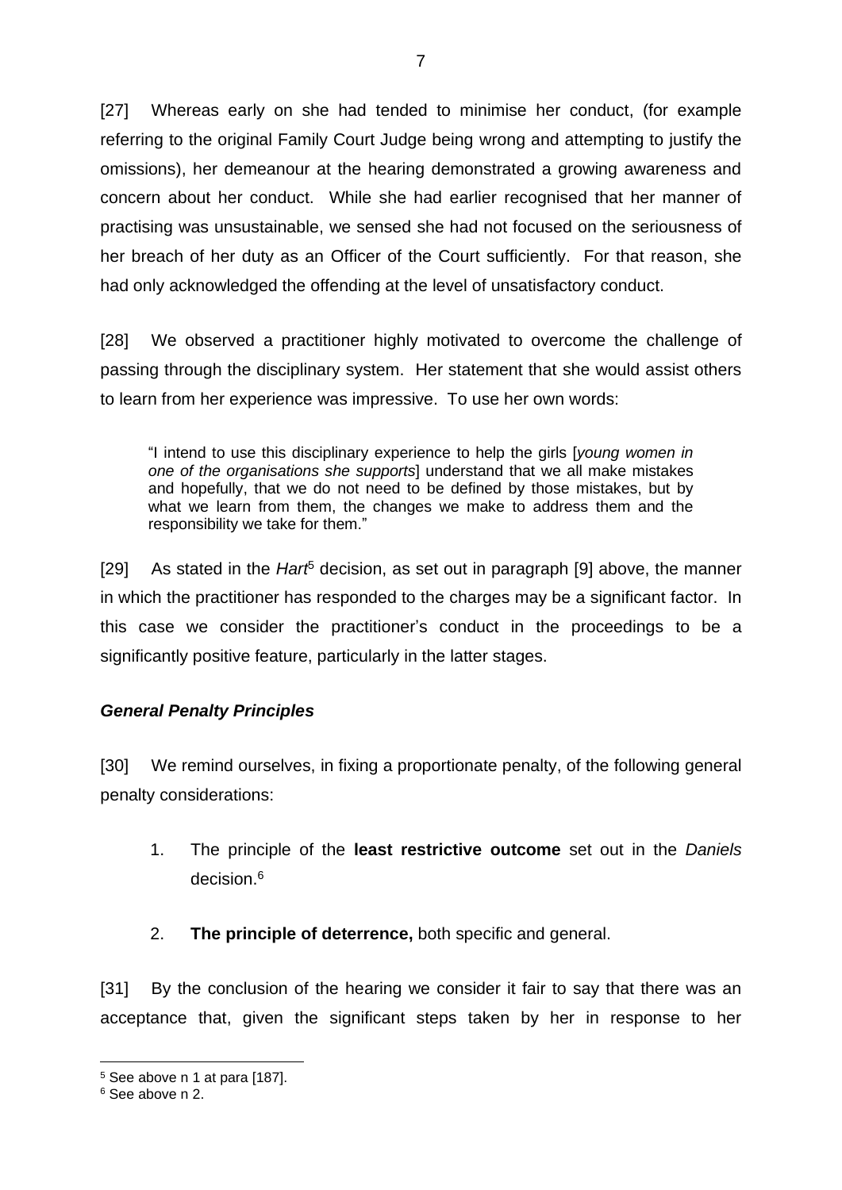[27] Whereas early on she had tended to minimise her conduct, (for example referring to the original Family Court Judge being wrong and attempting to justify the omissions), her demeanour at the hearing demonstrated a growing awareness and concern about her conduct. While she had earlier recognised that her manner of practising was unsustainable, we sensed she had not focused on the seriousness of her breach of her duty as an Officer of the Court sufficiently. For that reason, she had only acknowledged the offending at the level of unsatisfactory conduct.

[28] We observed a practitioner highly motivated to overcome the challenge of passing through the disciplinary system. Her statement that she would assist others to learn from her experience was impressive. To use her own words:

> "I intend to use this disciplinary experience to help the girls [*young women in one of the organisations she supports*] understand that we all make mistakes and hopefully, that we do not need to be defined by those mistakes, but by what we learn from them, the changes we make to address them and the responsibility we take for them."

[29] As stated in the *Hart*[5] decision, as set out in paragraph [9] above, the manner in which the practitioner has responded to the charges may be a significant factor. In this case we consider the practitioner's conduct in the proceedings to be a significantly positive feature, particularly in the latter stages.

### *General Penalty Principles*

[30] We remind ourselves, in fixing a proportionate penalty, of the following general penalty considerations:

1. The principle of the **least restrictive outcome** set out in the *Daniels* decision.[6]

2. **The principle of deterrence,** both specific and general.

[31] By the conclusion of the hearing we consider it fair to say that there was an acceptance that, given the significant steps taken by her in response to her

---

[5] See above n 1 at para [187].

[6] See above n 2.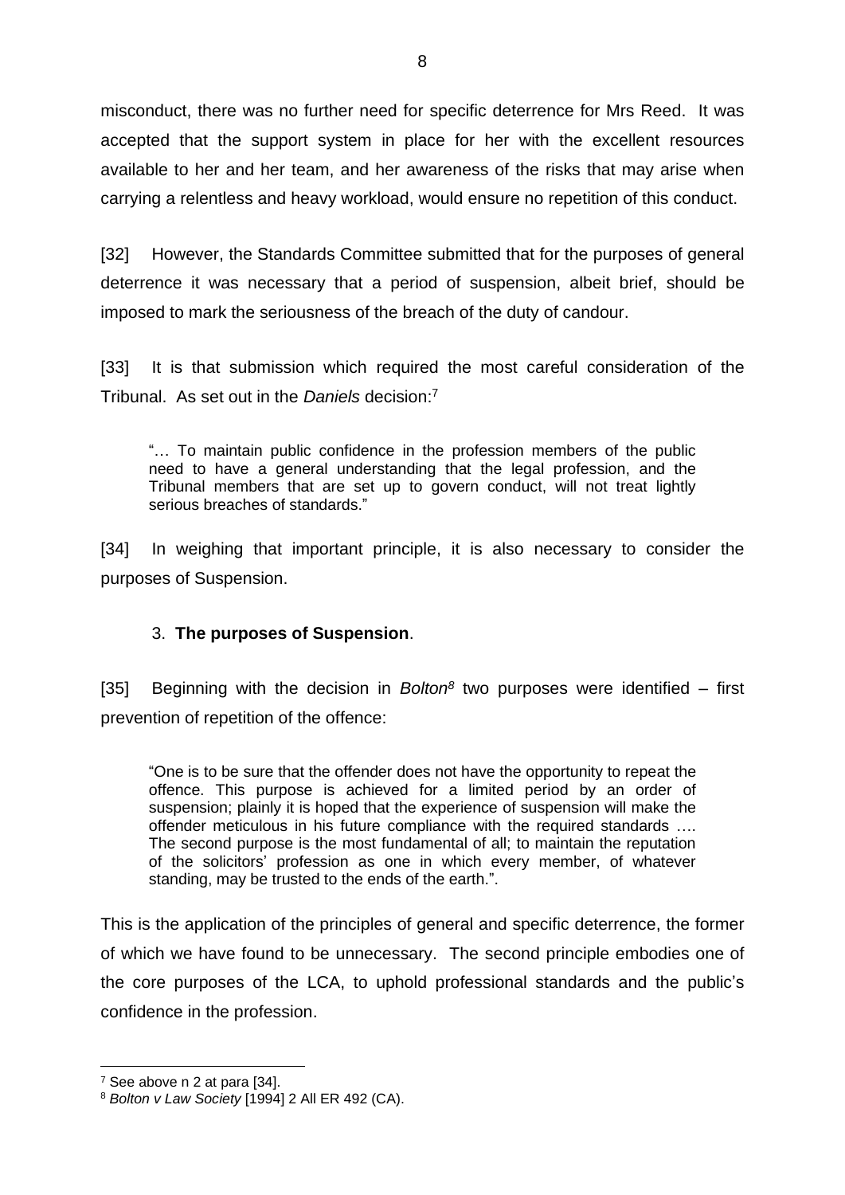misconduct, there was no further need for specific deterrence for Mrs Reed. It was accepted that the support system in place for her with the excellent resources available to her and her team, and her awareness of the risks that may arise when carrying a relentless and heavy workload, would ensure no repetition of this conduct.

[32] However, the Standards Committee submitted that for the purposes of general deterrence it was necessary that a period of suspension, albeit brief, should be imposed to mark the seriousness of the breach of the duty of candour.

[33] It is that submission which required the most careful consideration of the Tribunal. As set out in the *Daniels* decision:[7]

> "… To maintain public confidence in the profession members of the public need to have a general understanding that the legal profession, and the Tribunal members that are set up to govern conduct, will not treat lightly serious breaches of standards."

[34] In weighing that important principle, it is also necessary to consider the purposes of Suspension.

### 3. **The purposes of Suspension**.

[35] Beginning with the decision in *Bolton*[8] two purposes were identified – first prevention of repetition of the offence:

> "One is to be sure that the offender does not have the opportunity to repeat the offence. This purpose is achieved for a limited period by an order of suspension; plainly it is hoped that the experience of suspension will make the offender meticulous in his future compliance with the required standards …. The second purpose is the most fundamental of all; to maintain the reputation of the solicitors' profession as one in which every member, of whatever standing, may be trusted to the ends of the earth.".

This is the application of the principles of general and specific deterrence, the former of which we have found to be unnecessary. The second principle embodies one of the core purposes of the LCA, to uphold professional standards and the public's confidence in the profession.

---

[7] See above n 2 at para [34].

[8] *Bolton v Law Society* [1994] 2 All ER 492 (CA).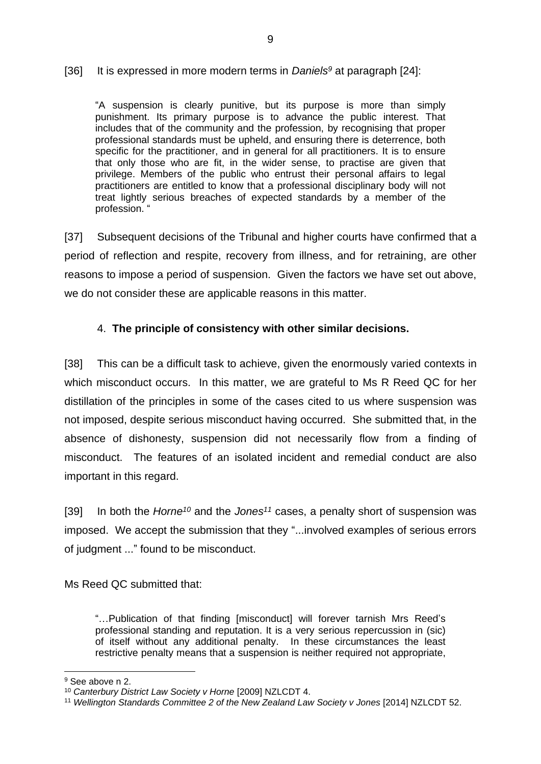[36] It is expressed in more modern terms in *Daniels*[9] at paragraph [24]:

> "A suspension is clearly punitive, but its purpose is more than simply punishment. Its primary purpose is to advance the public interest. That includes that of the community and the profession, by recognising that proper professional standards must be upheld, and ensuring there is deterrence, both specific for the practitioner, and in general for all practitioners. It is to ensure that only those who are fit, in the wider sense, to practise are given that privilege. Members of the public who entrust their personal affairs to legal practitioners are entitled to know that a professional disciplinary body will not treat lightly serious breaches of expected standards by a member of the profession. "

[37] Subsequent decisions of the Tribunal and higher courts have confirmed that a period of reflection and respite, recovery from illness, and for retraining, are other reasons to impose a period of suspension. Given the factors we have set out above, we do not consider these are applicable reasons in this matter.

4. **The principle of consistency with other similar decisions.**

[38] This can be a difficult task to achieve, given the enormously varied contexts in which misconduct occurs. In this matter, we are grateful to Ms R Reed QC for her distillation of the principles in some of the cases cited to us where suspension was not imposed, despite serious misconduct having occurred. She submitted that, in the absence of dishonesty, suspension did not necessarily flow from a finding of misconduct. The features of an isolated incident and remedial conduct are also important in this regard.

[39] In both the *Horne*[10] and the *Jones*[11] cases, a penalty short of suspension was imposed. We accept the submission that they "...involved examples of serious errors of judgment ..." found to be misconduct.

Ms Reed QC submitted that:

> "…Publication of that finding [misconduct] will forever tarnish Mrs Reed's professional standing and reputation. It is a very serious repercussion in (sic) of itself without any additional penalty. In these circumstances the least restrictive penalty means that a suspension is neither required not appropriate,

---

[9] See above n 2.

[10] *Canterbury District Law Society v Horne* [2009] NZLCDT 4.

[11] *Wellington Standards Committee 2 of the New Zealand Law Society v Jones* [2014] NZLCDT 52.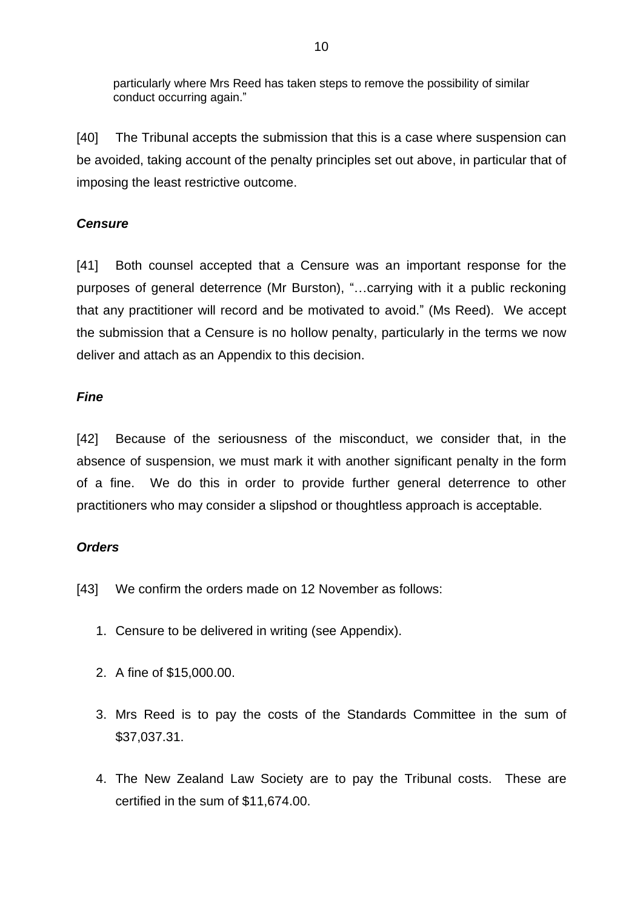particularly where Mrs Reed has taken steps to remove the possibility of similar conduct occurring again."

[40] The Tribunal accepts the submission that this is a case where suspension can be avoided, taking account of the penalty principles set out above, in particular that of imposing the least restrictive outcome.

### *Censure*

[41] Both counsel accepted that a Censure was an important response for the purposes of general deterrence (Mr Burston), "…carrying with it a public reckoning that any practitioner will record and be motivated to avoid." (Ms Reed). We accept the submission that a Censure is no hollow penalty, particularly in the terms we now deliver and attach as an Appendix to this decision.

### *Fine*

[42] Because of the seriousness of the misconduct, we consider that, in the absence of suspension, we must mark it with another significant penalty in the form of a fine. We do this in order to provide further general deterrence to other practitioners who may consider a slipshod or thoughtless approach is acceptable.

### *Orders*

[43] We confirm the orders made on 12 November as follows:

1. Censure to be delivered in writing (see Appendix).
2. A fine of $15,000.00.
3. Mrs Reed is to pay the costs of the Standards Committee in the sum of $37,037.31.
4. The New Zealand Law Society are to pay the Tribunal costs. These are certified in the sum of $11,674.00.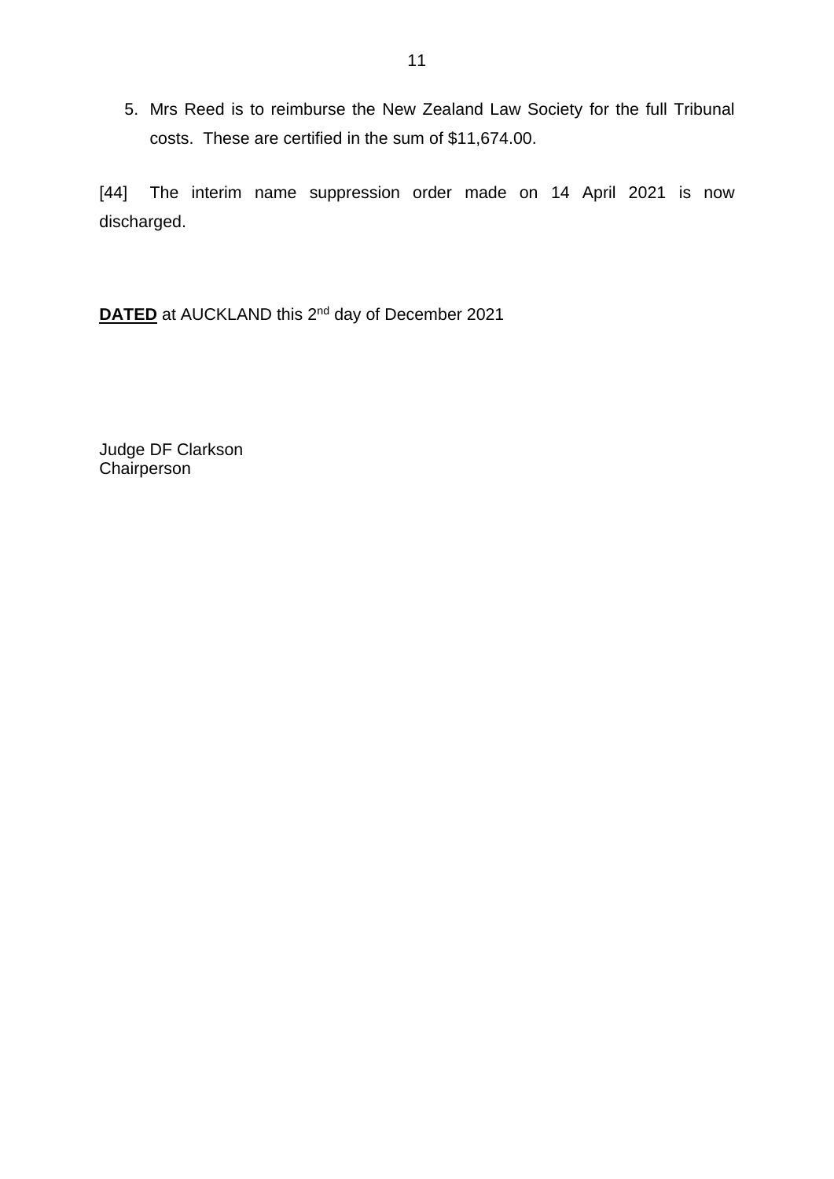5. Mrs Reed is to reimburse the New Zealand Law Society for the full Tribunal costs. These are certified in the sum of $11,674.00.

[44] The interim name suppression order made on 14 April 2021 is now discharged.

**DATED** at AUCKLAND this 2nd day of December 2021

Judge DF Clarkson
Chairperson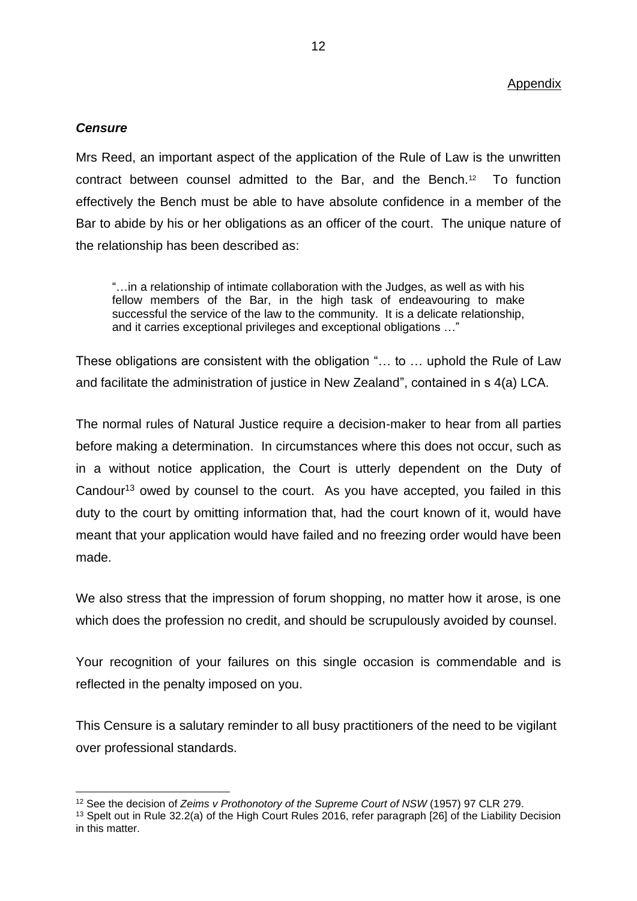Appendix

### ***Censure***

Mrs Reed, an important aspect of the application of the Rule of Law is the unwritten contract between counsel admitted to the Bar, and the Bench.[12] To function effectively the Bench must be able to have absolute confidence in a member of the Bar to abide by his or her obligations as an officer of the court. The unique nature of the relationship has been described as:

> "…in a relationship of intimate collaboration with the Judges, as well as with his fellow members of the Bar, in the high task of endeavouring to make successful the service of the law to the community. It is a delicate relationship, and it carries exceptional privileges and exceptional obligations …"

These obligations are consistent with the obligation "… to … uphold the Rule of Law and facilitate the administration of justice in New Zealand", contained in s 4(a) LCA.

The normal rules of Natural Justice require a decision-maker to hear from all parties before making a determination. In circumstances where this does not occur, such as in a without notice application, the Court is utterly dependent on the Duty of Candour[13] owed by counsel to the court. As you have accepted, you failed in this duty to the court by omitting information that, had the court known of it, would have meant that your application would have failed and no freezing order would have been made.

We also stress that the impression of forum shopping, no matter how it arose, is one which does the profession no credit, and should be scrupulously avoided by counsel.

Your recognition of your failures on this single occasion is commendable and is reflected in the penalty imposed on you.

This Censure is a salutary reminder to all busy practitioners of the need to be vigilant over professional standards.

---

[12] See the decision of *Zeims v Prothonotory of the Supreme Court of NSW* (1957) 97 CLR 279.

[13] Spelt out in Rule 32.2(a) of the High Court Rules 2016, refer paragraph [26] of the Liability Decision in this matter.